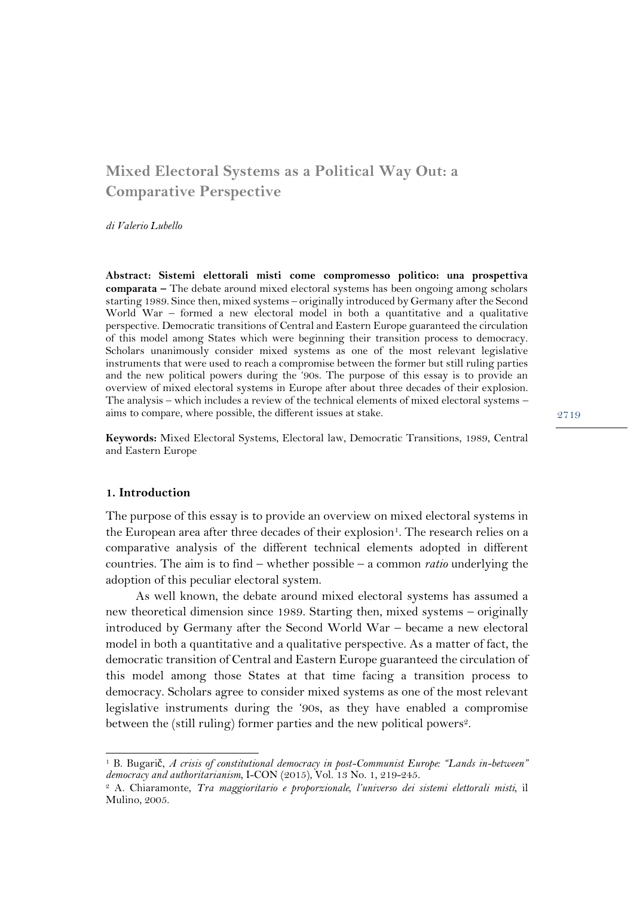# Mixed Electoral Systems as a Political Way Out: a Comparative Perspective

*di Valerio Lubello*

**Abstract: Sistemi elettorali misti come compromesso politico: una prospettiva comparata –** The debate around mixed electoral systems has been ongoing among scholars starting 1989. Since then, mixed systems – originally introduced by Germany after the Second World War – formed a new electoral model in both a quantitative and a qualitative perspective. Democratic transitions of Central and Eastern Europe guaranteed the circulation of this model among States which were beginning their transition process to democracy. Scholars unanimously consider mixed systems as one of the most relevant legislative instruments that were used to reach a compromise between the former but still ruling parties and the new political powers during the '90s. The purpose of this essay is to provide an overview of mixed electoral systems in Europe after about three decades of their explosion. The analysis – which includes a review of the technical elements of mixed electoral systems – aims to compare, where possible, the different issues at stake.

**Keywords:** Mixed Electoral Systems, Electoral law, Democratic Transitions, 1989, Central and Eastern Europe

## 1. Introduction

The purpose of this essay is to provide an overview on mixed electoral systems in the European area after three decades of their explosion[1]. The research relies on a comparative analysis of the different technical elements adopted in different countries. The aim is to find – whether possible – a common *ratio* underlying the adoption of this peculiar electoral system.

As well known, the debate around mixed electoral systems has assumed a new theoretical dimension since 1989. Starting then, mixed systems – originally introduced by Germany after the Second World War – became a new electoral model in both a quantitative and a qualitative perspective. As a matter of fact, the democratic transition of Central and Eastern Europe guaranteed the circulation of this model among those States at that time facing a transition process to democracy. Scholars agree to consider mixed systems as one of the most relevant legislative instruments during the '90s, as they have enabled a compromise between the (still ruling) former parties and the new political powers[2].

---

[1] B. Bugarič, *A crisis of constitutional democracy in post-Communist Europe: "Lands in-between" democracy and authoritarianism*, I-CON (2015), Vol. 13 No. 1, 219-245.

[2] A. Chiaramonte, *Tra maggioritario e proporzionale, l'universo dei sistemi elettorali misti*, il Mulino, 2005.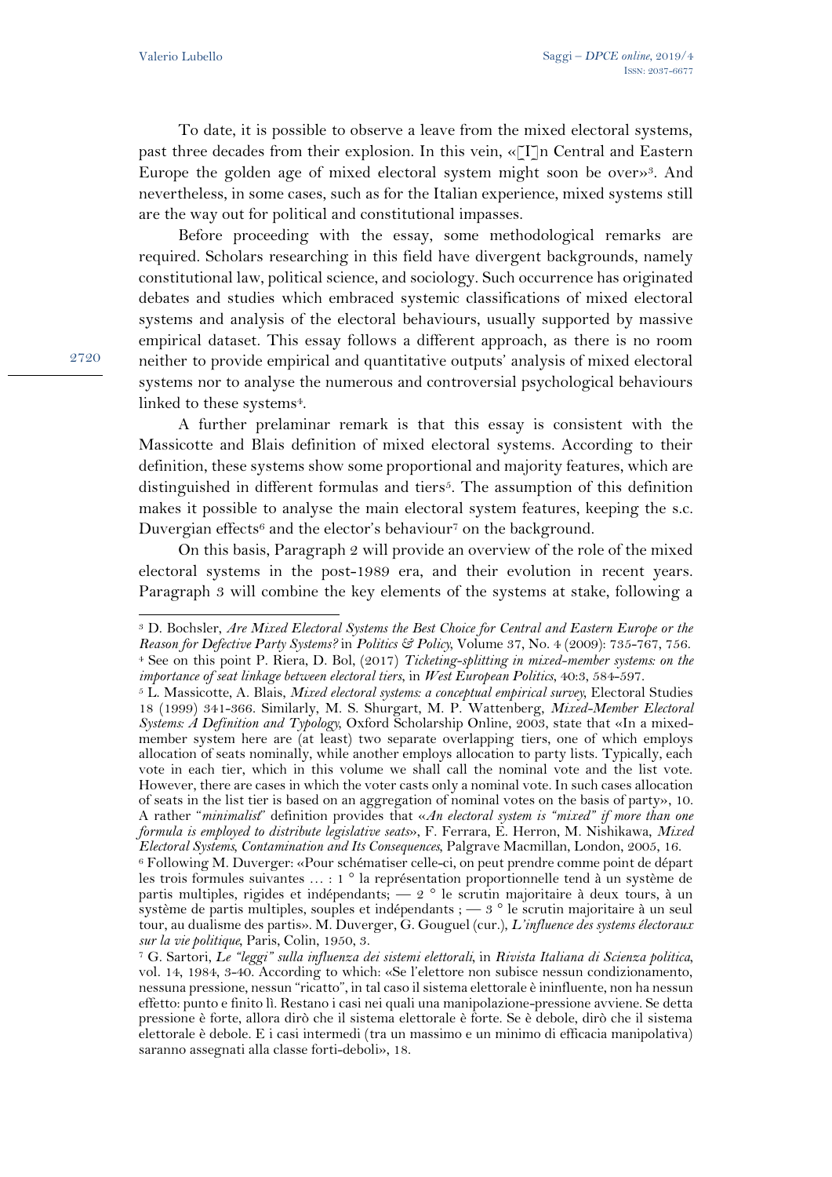To date, it is possible to observe a leave from the mixed electoral systems, past three decades from their explosion. In this vein, «[I]n Central and Eastern Europe the golden age of mixed electoral system might soon be over»[3]. And nevertheless, in some cases, such as for the Italian experience, mixed systems still are the way out for political and constitutional impasses.

Before proceeding with the essay, some methodological remarks are required. Scholars researching in this field have divergent backgrounds, namely constitutional law, political science, and sociology. Such occurrence has originated debates and studies which embraced systemic classifications of mixed electoral systems and analysis of the electoral behaviours, usually supported by massive empirical dataset. This essay follows a different approach, as there is no room neither to provide empirical and quantitative outputs' analysis of mixed electoral systems nor to analyse the numerous and controversial psychological behaviours linked to these systems[4].

A further preliminar remark is that this essay is consistent with the Massicotte and Blais definition of mixed electoral systems. According to their definition, these systems show some proportional and majority features, which are distinguished in different formulas and tiers[5]. The assumption of this definition makes it possible to analyse the main electoral system features, keeping the s.c. Duvergian effects[6] and the elector's behaviour[7] on the background.

On this basis, Paragraph 2 will provide an overview of the role of the mixed electoral systems in the post-1989 era, and their evolution in recent years. Paragraph 3 will combine the key elements of the systems at stake, following a

---

[3] D. Bochsler, *Are Mixed Electoral Systems the Best Choice for Central and Eastern Europe or the Reason for Defective Party Systems?* in *Politics & Policy*, Volume 37, No. 4 (2009): 735-767, 756.

[4] See on this point P. Riera, D. Bol, (2017) *Ticketing-splitting in mixed-member systems: on the importance of seat linkage between electoral tiers*, in *West European Politics*, 40:3, 584-597.

[5] L. Massicotte, A. Blais, *Mixed electoral systems: a conceptual empirical survey*, Electoral Studies 18 (1999) 341-366. Similarly, M. S. Shurgart, M. P. Wattenberg, *Mixed-Member Electoral Systems: A Definition and Typology*, Oxford Scholarship Online, 2003, state that «In a mixed-member system here are (at least) two separate overlapping tiers, one of which employs allocation of seats nominally, while another employs allocation to party lists. Typically, each vote in each tier, which in this volume we shall call the nominal vote and the list vote. However, there are cases in which the voter casts only a nominal vote. In such cases allocation of seats in the list tier is based on an aggregation of nominal votes on the basis of party», 10. A rather "*minimalist*" definition provides that «*An electoral system is "mixed" if more than one formula is employed to distribute legislative seats*», F. Ferrara, E. Herron, M. Nishikawa, *Mixed Electoral Systems, Contamination and Its Consequences*, Palgrave Macmillan, London, 2005, 16.

[6] Following M. Duverger: «Pour schématiser celle-ci, on peut prendre comme point de départ les trois formules suivantes … : 1 ° la représentation proportionnelle tend à un système de partis multiples, rigides et indépendants; — 2 ° le scrutin majoritaire à deux tours, à un système de partis multiples, souples et indépendants ; — 3 ° le scrutin majoritaire à un seul tour, au dualisme des partis». M. Duverger, G. Gouguel (cur.), *L'influence des systems électoraux sur la vie politique*, Paris, Colin, 1950, 3.

[7] G. Sartori, *Le "leggi" sulla influenza dei sistemi elettorali*, in *Rivista Italiana di Scienza politica*, vol. 14, 1984, 3-40. According to which: «Se l'elettore non subisce nessun condizionamento, nessuna pressione, nessun "ricatto", in tal caso il sistema elettorale è ininfluente, non ha nessun effetto: punto e finito lì. Restano i casi nei quali una manipolazione-pressione avviene. Se detta pressione è forte, allora dirò che il sistema elettorale è forte. Se è debole, dirò che il sistema elettorale è debole. E i casi intermedi (tra un massimo e un minimo di efficacia manipolativa) saranno assegnati alla classe forti-deboli», 18.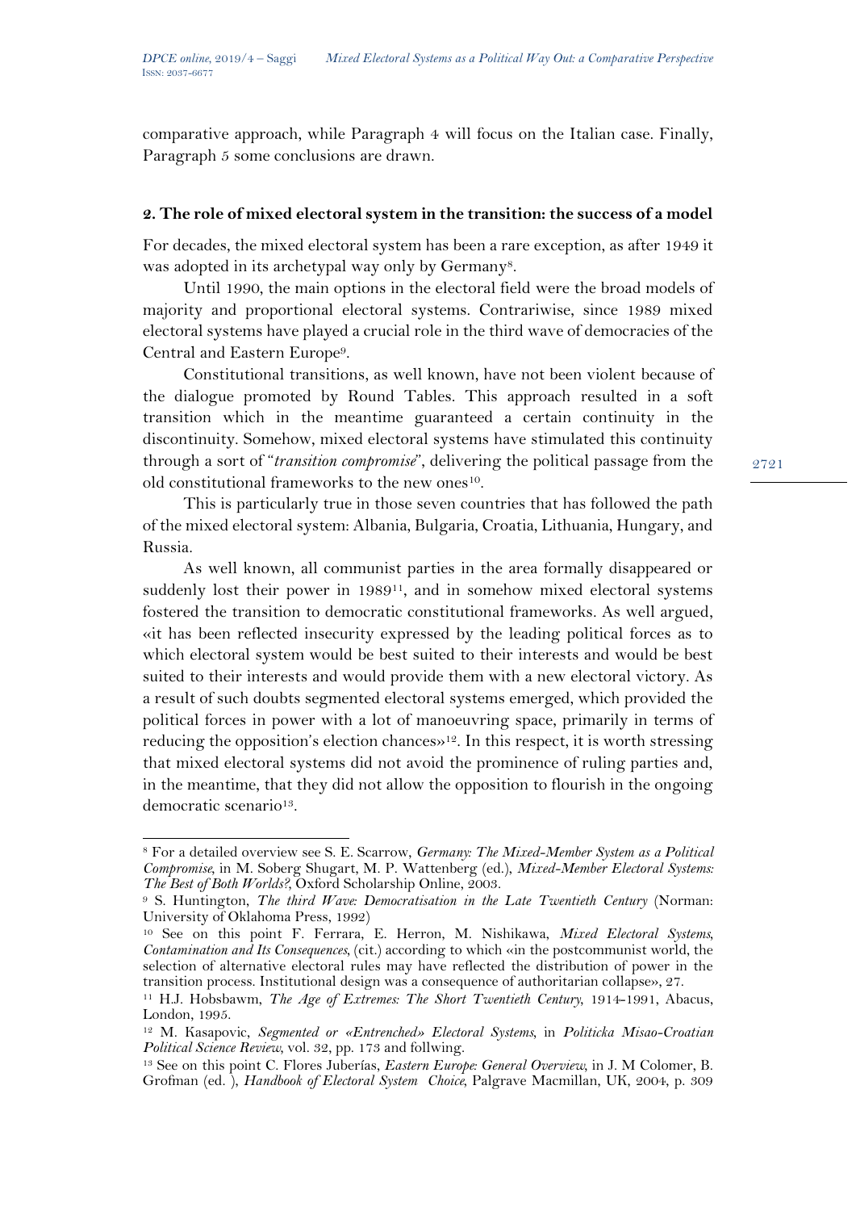comparative approach, while Paragraph 4 will focus on the Italian case. Finally, Paragraph 5 some conclusions are drawn.

## 2. The role of mixed electoral system in the transition: the success of a model

For decades, the mixed electoral system has been a rare exception, as after 1949 it was adopted in its archetypal way only by Germany[8].

Until 1990, the main options in the electoral field were the broad models of majority and proportional electoral systems. Contrariwise, since 1989 mixed electoral systems have played a crucial role in the third wave of democracies of the Central and Eastern Europe[9].

Constitutional transitions, as well known, have not been violent because of the dialogue promoted by Round Tables. This approach resulted in a soft transition which in the meantime guaranteed a certain continuity in the discontinuity. Somehow, mixed electoral systems have stimulated this continuity through a sort of "*transition compromise*", delivering the political passage from the old constitutional frameworks to the new ones[10].

This is particularly true in those seven countries that has followed the path of the mixed electoral system: Albania, Bulgaria, Croatia, Lithuania, Hungary, and Russia.

As well known, all communist parties in the area formally disappeared or suddenly lost their power in 1989[11], and in somehow mixed electoral systems fostered the transition to democratic constitutional frameworks. As well argued, «it has been reflected insecurity expressed by the leading political forces as to which electoral system would be best suited to their interests and would be best suited to their interests and would provide them with a new electoral victory. As a result of such doubts segmented electoral systems emerged, which provided the political forces in power with a lot of manoeuvring space, primarily in terms of reducing the opposition's election chances»[12]. In this respect, it is worth stressing that mixed electoral systems did not avoid the prominence of ruling parties and, in the meantime, that they did not allow the opposition to flourish in the ongoing democratic scenario[13].

---

[8] For a detailed overview see S. E. Scarrow, *Germany: The Mixed-Member System as a Political Compromise*, in M. Soberg Shugart, M. P. Wattenberg (ed.), *Mixed-Member Electoral Systems: The Best of Both Worlds?*, Oxford Scholarship Online, 2003.

[9] S. Huntington, *The third Wave: Democratisation in the Late Twentieth Century* (Norman: University of Oklahoma Press, 1992)

[10] See on this point F. Ferrara, E. Herron, M. Nishikawa, *Mixed Electoral Systems, Contamination and Its Consequences*, (cit.) according to which «in the postcommunist world, the selection of alternative electoral rules may have reflected the distribution of power in the transition process. Institutional design was a consequence of authoritarian collapse», 27.

[11] H.J. Hobsbawm, *The Age of Extremes: The Short Twentieth Century*, 1914-1991, Abacus, London, 1995.

[12] M. Kasapovic, *Segmented or «Entrenched» Electoral Systems*, in *Politicka Misao-Croatian Political Science Review*, vol. 32, pp. 173 and follwing.

[13] See on this point C. Flores Juberías, *Eastern Europe: General Overview*, in J. M Colomer, B. Grofman (ed. ), *Handbook of Electoral System Choice*, Palgrave Macmillan, UK, 2004, p. 309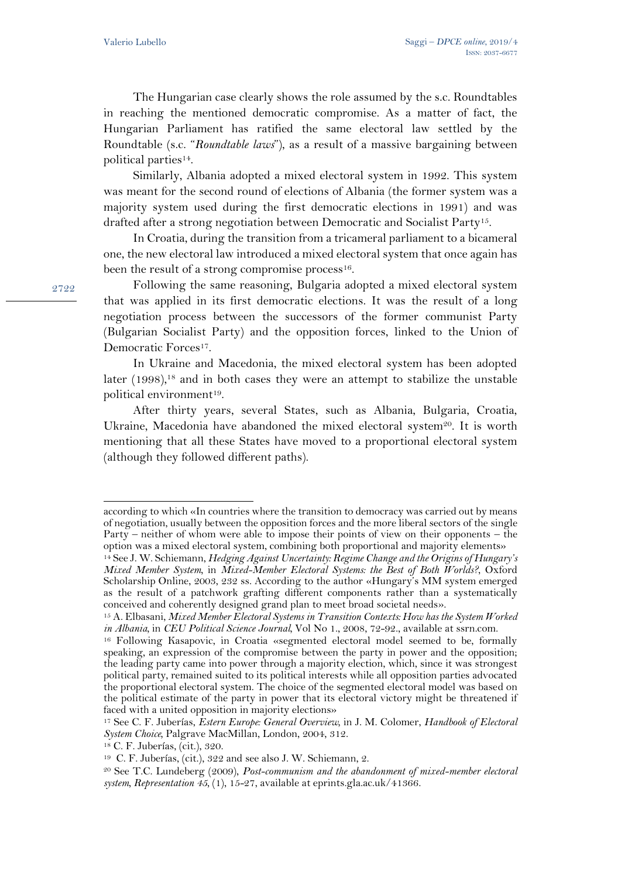The Hungarian case clearly shows the role assumed by the s.c. Roundtables in reaching the mentioned democratic compromise. As a matter of fact, the Hungarian Parliament has ratified the same electoral law settled by the Roundtable (s.c. "*Roundtable laws*"), as a result of a massive bargaining between political parties[14].

Similarly, Albania adopted a mixed electoral system in 1992. This system was meant for the second round of elections of Albania (the former system was a majority system used during the first democratic elections in 1991) and was drafted after a strong negotiation between Democratic and Socialist Party[15].

In Croatia, during the transition from a tricameral parliament to a bicameral one, the new electoral law introduced a mixed electoral system that once again has been the result of a strong compromise process[16].

Following the same reasoning, Bulgaria adopted a mixed electoral system that was applied in its first democratic elections. It was the result of a long negotiation process between the successors of the former communist Party (Bulgarian Socialist Party) and the opposition forces, linked to the Union of Democratic Forces[17].

In Ukraine and Macedonia, the mixed electoral system has been adopted later (1998),[18] and in both cases they were an attempt to stabilize the unstable political environment[19].

After thirty years, several States, such as Albania, Bulgaria, Croatia, Ukraine, Macedonia have abandoned the mixed electoral system[20]. It is worth mentioning that all these States have moved to a proportional electoral system (although they followed different paths).

---

according to which «In countries where the transition to democracy was carried out by means of negotiation, usually between the opposition forces and the more liberal sectors of the single Party – neither of whom were able to impose their points of view on their opponents – the option was a mixed electoral system, combining both proportional and majority elements»

[14] See J. W. Schiemann, *Hedging Against Uncertainty: Regime Change and the Origins of Hungary's Mixed Member System*, in *Mixed-Member Electoral Systems: the Best of Both Worlds?*, Oxford Scholarship Online, 2003, 232 ss. According to the author «Hungary's MM system emerged as the result of a patchwork grafting different components rather than a systematically conceived and coherently designed grand plan to meet broad societal needs».

[15] A. Elbasani, *Mixed Member Electoral Systems in Transition Contexts: How has the System Worked in Albania*, in *CEU Political Science Journal*, Vol No 1., 2008, 72-92., available at ssrn.com.

[16] Following Kasapovic, in Croatia «segmented electoral model seemed to be, formally speaking, an expression of the compromise between the party in power and the opposition; the leading party came into power through a majority election, which, since it was strongest political party, remained suited to its political interests while all opposition parties advocated the proportional electoral system. The choice of the segmented electoral model was based on the political estimate of the party in power that its electoral victory might be threatened if faced with a united opposition in majority elections»

[17] See C. F. Juberías, *Estern Europe: General Overview*, in J. M. Colomer, *Handbook of Electoral System Choice*, Palgrave MacMillan, London, 2004, 312.

[18] C. F. Juberías, (cit.), 320.

[19] C. F. Juberías, (cit.), 322 and see also J. W. Schiemann, 2.

[20] See T.C. Lundeberg (2009), *Post-communism and the abandonment of mixed-member electoral system*, *Representation 45*, (1), 15-27, available at eprints.gla.ac.uk/41366.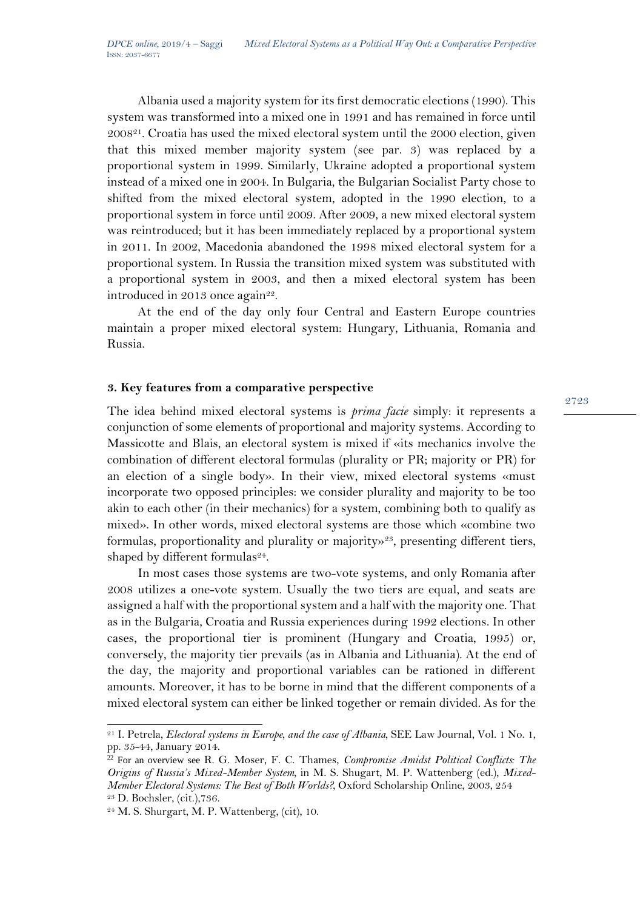Albania used a majority system for its first democratic elections (1990). This system was transformed into a mixed one in 1991 and has remained in force until 2008[21]. Croatia has used the mixed electoral system until the 2000 election, given that this mixed member majority system (see par. 3) was replaced by a proportional system in 1999. Similarly, Ukraine adopted a proportional system instead of a mixed one in 2004. In Bulgaria, the Bulgarian Socialist Party chose to shifted from the mixed electoral system, adopted in the 1990 election, to a proportional system in force until 2009. After 2009, a new mixed electoral system was reintroduced; but it has been immediately replaced by a proportional system in 2011. In 2002, Macedonia abandoned the 1998 mixed electoral system for a proportional system. In Russia the transition mixed system was substituted with a proportional system in 2003, and then a mixed electoral system has been introduced in 2013 once again[22].

At the end of the day only four Central and Eastern Europe countries maintain a proper mixed electoral system: Hungary, Lithuania, Romania and Russia.

## 3. Key features from a comparative perspective

The idea behind mixed electoral systems is *prima facie* simply: it represents a conjunction of some elements of proportional and majority systems. According to Massicotte and Blais, an electoral system is mixed if «its mechanics involve the combination of different electoral formulas (plurality or PR; majority or PR) for an election of a single body». In their view, mixed electoral systems «must incorporate two opposed principles: we consider plurality and majority to be too akin to each other (in their mechanics) for a system, combining both to qualify as mixed». In other words, mixed electoral systems are those which «combine two formulas, proportionality and plurality or majority»[23], presenting different tiers, shaped by different formulas[24].

In most cases those systems are two-vote systems, and only Romania after 2008 utilizes a one-vote system. Usually the two tiers are equal, and seats are assigned a half with the proportional system and a half with the majority one. That as in the Bulgaria, Croatia and Russia experiences during 1992 elections. In other cases, the proportional tier is prominent (Hungary and Croatia, 1995) or, conversely, the majority tier prevails (as in Albania and Lithuania). At the end of the day, the majority and proportional variables can be rationed in different amounts. Moreover, it has to be borne in mind that the different components of a mixed electoral system can either be linked together or remain divided. As for the

---

[21] I. Petrela, *Electoral systems in Europe, and the case of Albania*, SEE Law Journal, Vol. 1 No. 1, pp. 35-44, January 2014.

[22] For an overview see R. G. Moser, F. C. Thames, *Compromise Amidst Political Conflicts: The Origins of Russia's Mixed-Member System*, in M. S. Shugart, M. P. Wattenberg (ed.), *Mixed-Member Electoral Systems: The Best of Both Worlds?*, Oxford Scholarship Online, 2003, 254

[23] D. Bochsler, (cit.),736.

[24] M. S. Shurgart, M. P. Wattenberg, (cit), 10.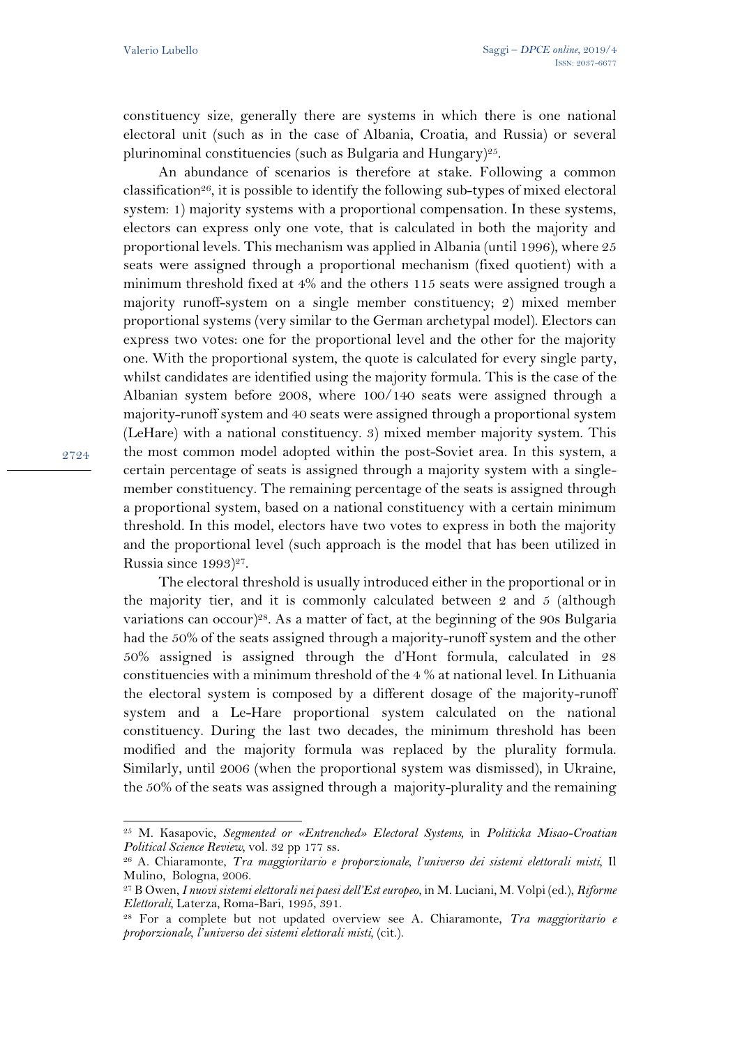constituency size, generally there are systems in which there is one national electoral unit (such as in the case of Albania, Croatia, and Russia) or several plurinominal constituencies (such as Bulgaria and Hungary)[25].

An abundance of scenarios is therefore at stake. Following a common classification[26], it is possible to identify the following sub-types of mixed electoral system: 1) majority systems with a proportional compensation. In these systems, electors can express only one vote, that is calculated in both the majority and proportional levels. This mechanism was applied in Albania (until 1996), where 25 seats were assigned through a proportional mechanism (fixed quotient) with a minimum threshold fixed at 4% and the others 115 seats were assigned trough a majority runoff-system on a single member constituency; 2) mixed member proportional systems (very similar to the German archetypal model). Electors can express two votes: one for the proportional level and the other for the majority one. With the proportional system, the quote is calculated for every single party, whilst candidates are identified using the majority formula. This is the case of the Albanian system before 2008, where 100/140 seats were assigned through a majority-runoff system and 40 seats were assigned through a proportional system (LeHare) with a national constituency. 3) mixed member majority system. This the most common model adopted within the post-Soviet area. In this system, a certain percentage of seats is assigned through a majority system with a single-member constituency. The remaining percentage of the seats is assigned through a proportional system, based on a national constituency with a certain minimum threshold. In this model, electors have two votes to express in both the majority and the proportional level (such approach is the model that has been utilized in Russia since 1993)[27].

The electoral threshold is usually introduced either in the proportional or in the majority tier, and it is commonly calculated between 2 and 5 (although variations can occour)[28]. As a matter of fact, at the beginning of the 90s Bulgaria had the 50% of the seats assigned through a majority-runoff system and the other 50% assigned is assigned through the d'Hont formula, calculated in 28 constituencies with a minimum threshold of the 4 % at national level. In Lithuania the electoral system is composed by a different dosage of the majority-runoff system and a Le-Hare proportional system calculated on the national constituency. During the last two decades, the minimum threshold has been modified and the majority formula was replaced by the plurality formula. Similarly, until 2006 (when the proportional system was dismissed), in Ukraine, the 50% of the seats was assigned through a majority-plurality and the remaining

---

[25] M. Kasapovic, *Segmented or «Entrenched» Electoral Systems*, in *Politicka Misao-Croatian Political Science Review*, vol. 32 pp 177 ss.

[26] A. Chiaramonte, *Tra maggioritario e proporzionale, l'universo dei sistemi elettorali misti*, Il Mulino, Bologna, 2006.

[27] B Owen, *I nuovi sistemi elettorali nei paesi dell'Est europeo*, in M. Luciani, M. Volpi (ed.), *Riforme Elettorali*, Laterza, Roma-Bari, 1995, 391.

[28] For a complete but not updated overview see A. Chiaramonte, *Tra maggioritario e proporzionale, l'universo dei sistemi elettorali misti*, (cit.).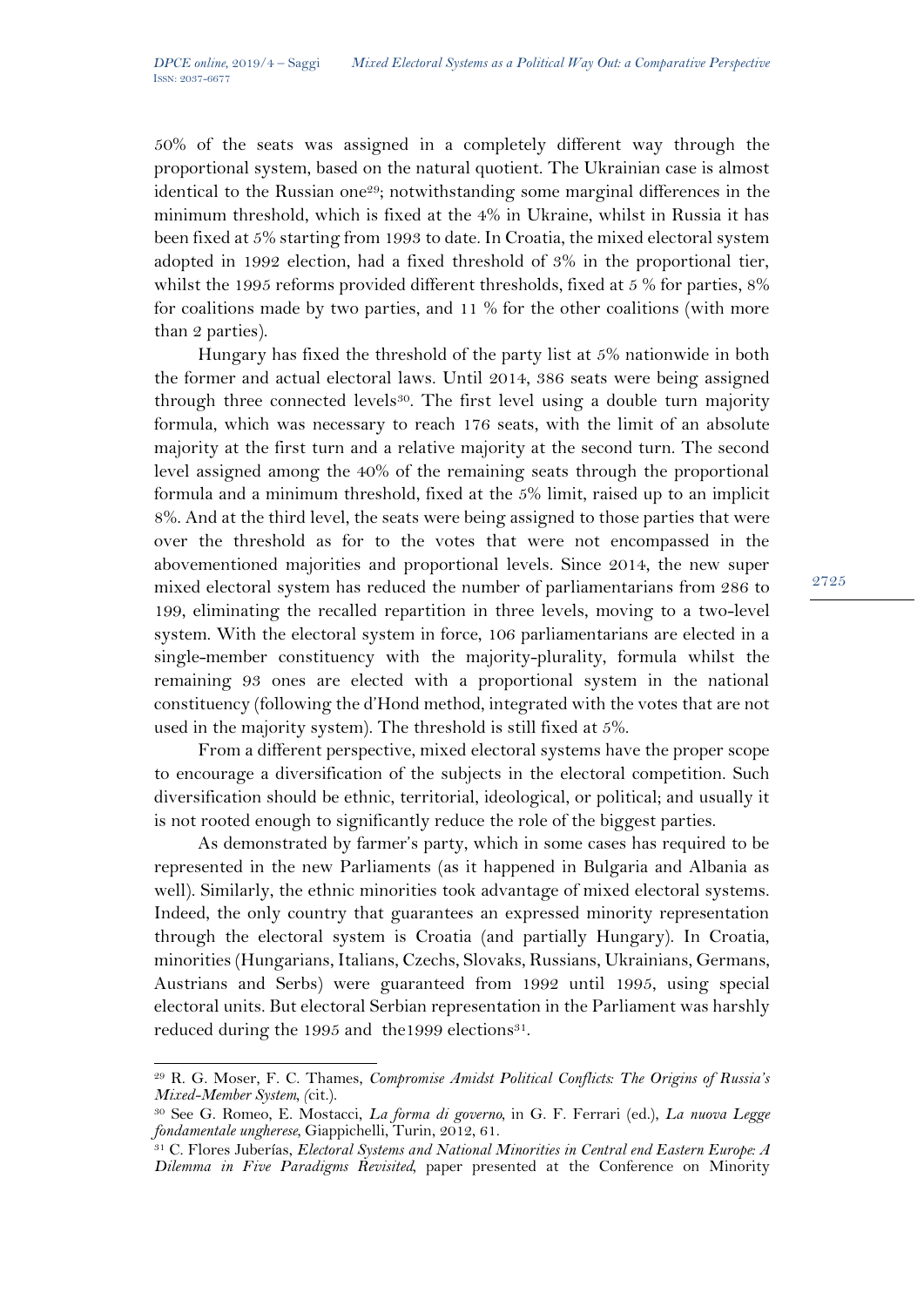50% of the seats was assigned in a completely different way through the proportional system, based on the natural quotient. The Ukrainian case is almost identical to the Russian one[29]; notwithstanding some marginal differences in the minimum threshold, which is fixed at the 4% in Ukraine, whilst in Russia it has been fixed at 5% starting from 1993 to date. In Croatia, the mixed electoral system adopted in 1992 election, had a fixed threshold of 3% in the proportional tier, whilst the 1995 reforms provided different thresholds, fixed at 5 % for parties, 8% for coalitions made by two parties, and 11 % for the other coalitions (with more than 2 parties).

Hungary has fixed the threshold of the party list at 5% nationwide in both the former and actual electoral laws. Until 2014, 386 seats were being assigned through three connected levels[30]. The first level using a double turn majority formula, which was necessary to reach 176 seats, with the limit of an absolute majority at the first turn and a relative majority at the second turn. The second level assigned among the 40% of the remaining seats through the proportional formula and a minimum threshold, fixed at the 5% limit, raised up to an implicit 8%. And at the third level, the seats were being assigned to those parties that were over the threshold as for to the votes that were not encompassed in the abovementioned majorities and proportional levels. Since 2014, the new super mixed electoral system has reduced the number of parliamentarians from 286 to 199, eliminating the recalled repartition in three levels, moving to a two-level system. With the electoral system in force, 106 parliamentarians are elected in a single-member constituency with the majority-plurality, formula whilst the remaining 93 ones are elected with a proportional system in the national constituency (following the d'Hond method, integrated with the votes that are not used in the majority system). The threshold is still fixed at 5%.

From a different perspective, mixed electoral systems have the proper scope to encourage a diversification of the subjects in the electoral competition. Such diversification should be ethnic, territorial, ideological, or political; and usually it is not rooted enough to significantly reduce the role of the biggest parties.

As demonstrated by farmer's party, which in some cases has required to be represented in the new Parliaments (as it happened in Bulgaria and Albania as well). Similarly, the ethnic minorities took advantage of mixed electoral systems. Indeed, the only country that guarantees an expressed minority representation through the electoral system is Croatia (and partially Hungary). In Croatia, minorities (Hungarians, Italians, Czechs, Slovaks, Russians, Ukrainians, Germans, Austrians and Serbs) were guaranteed from 1992 until 1995, using special electoral units. But electoral Serbian representation in the Parliament was harshly reduced during the 1995 and the1999 elections[31].

---

[29] R. G. Moser, F. C. Thames, *Compromise Amidst Political Conflicts: The Origins of Russia's Mixed-Member System*, (cit.).

[30] See G. Romeo, E. Mostacci, *La forma di governo*, in G. F. Ferrari (ed.), *La nuova Legge fondamentale ungherese*, Giappichelli, Turin, 2012, 61.

[31] C. Flores Juberías, *Electoral Systems and National Minorities in Central end Eastern Europe: A Dilemma in Five Paradigms Revisited*, paper presented at the Conference on Minority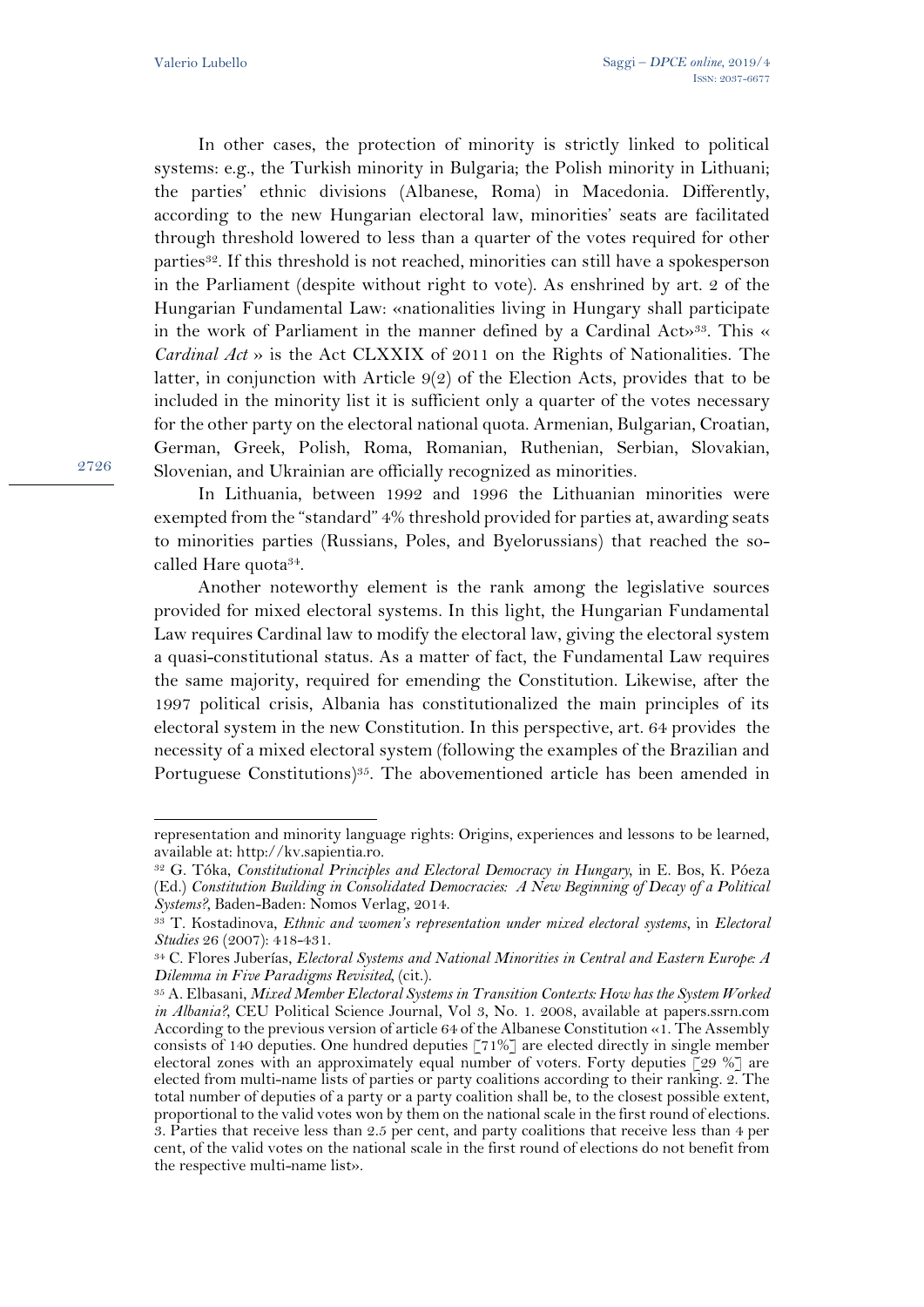In other cases, the protection of minority is strictly linked to political systems: e.g., the Turkish minority in Bulgaria; the Polish minority in Lithuani; the parties' ethnic divisions (Albanese, Roma) in Macedonia. Differently, according to the new Hungarian electoral law, minorities' seats are facilitated through threshold lowered to less than a quarter of the votes required for other parties[32]. If this threshold is not reached, minorities can still have a spokesperson in the Parliament (despite without right to vote). As enshrined by art. 2 of the Hungarian Fundamental Law: «nationalities living in Hungary shall participate in the work of Parliament in the manner defined by a Cardinal Act»[33]. This « *Cardinal Act* » is the Act CLXXIX of 2011 on the Rights of Nationalities. The latter, in conjunction with Article 9(2) of the Election Acts, provides that to be included in the minority list it is sufficient only a quarter of the votes necessary for the other party on the electoral national quota. Armenian, Bulgarian, Croatian, German, Greek, Polish, Roma, Romanian, Ruthenian, Serbian, Slovakian, Slovenian, and Ukrainian are officially recognized as minorities.

In Lithuania, between 1992 and 1996 the Lithuanian minorities were exempted from the "standard" 4% threshold provided for parties at, awarding seats to minorities parties (Russians, Poles, and Byelorussians) that reached the so-called Hare quota[34].

Another noteworthy element is the rank among the legislative sources provided for mixed electoral systems. In this light, the Hungarian Fundamental Law requires Cardinal law to modify the electoral law, giving the electoral system a quasi-constitutional status. As a matter of fact, the Fundamental Law requires the same majority, required for emending the Constitution. Likewise, after the 1997 political crisis, Albania has constitutionalized the main principles of its electoral system in the new Constitution. In this perspective, art. 64 provides the necessity of a mixed electoral system (following the examples of the Brazilian and Portuguese Constitutions)[35]. The abovementioned article has been amended in

---

representation and minority language rights: Origins, experiences and lessons to be learned, available at: http://kv.sapientia.ro.

[32] G. Tóka, *Constitutional Principles and Electoral Democracy in Hungary*, in E. Bos, K. Póeza (Ed.) *Constitution Building in Consolidated Democracies: A New Beginning of Decay of a Political Systems?*, Baden-Baden: Nomos Verlag, 2014.

[33] T. Kostadinova, *Ethnic and women's representation under mixed electoral systems*, in *Electoral Studies* 26 (2007): 418-431.

[34] C. Flores Juberías, *Electoral Systems and National Minorities in Central and Eastern Europe: A Dilemma in Five Paradigms Revisited*, (cit.).

[35] A. Elbasani, *Mixed Member Electoral Systems in Transition Contexts: How has the System Worked in Albania?*, CEU Political Science Journal, Vol 3, No. 1. 2008, available at papers.ssrn.com According to the previous version of article 64 of the Albanese Constitution «1. The Assembly consists of 140 deputies. One hundred deputies [71%] are elected directly in single member electoral zones with an approximately equal number of voters. Forty deputies [29 %] are elected from multi-name lists of parties or party coalitions according to their ranking. 2. The total number of deputies of a party or a party coalition shall be, to the closest possible extent, proportional to the valid votes won by them on the national scale in the first round of elections. 3. Parties that receive less than 2.5 per cent, and party coalitions that receive less than 4 per cent, of the valid votes on the national scale in the first round of elections do not benefit from the respective multi-name list».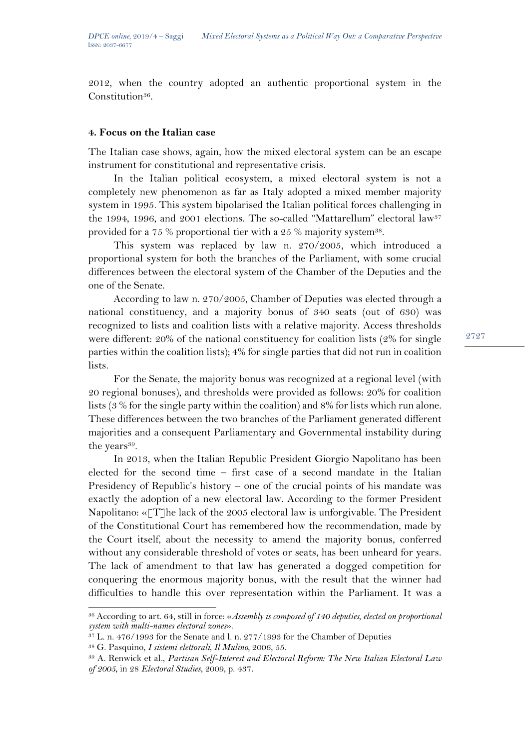2012, when the country adopted an authentic proportional system in the Constitution[36].

## 4. Focus on the Italian case

The Italian case shows, again, how the mixed electoral system can be an escape instrument for constitutional and representative crisis.

In the Italian political ecosystem, a mixed electoral system is not a completely new phenomenon as far as Italy adopted a mixed member majority system in 1995. This system bipolarised the Italian political forces challenging in the 1994, 1996, and 2001 elections. The so-called "Mattarellum" electoral law[37] provided for a 75 % proportional tier with a 25 % majority system[38].

This system was replaced by law n. 270/2005, which introduced a proportional system for both the branches of the Parliament, with some crucial differences between the electoral system of the Chamber of the Deputies and the one of the Senate.

According to law n. 270/2005, Chamber of Deputies was elected through a national constituency, and a majority bonus of 340 seats (out of 630) was recognized to lists and coalition lists with a relative majority. Access thresholds were different: 20% of the national constituency for coalition lists (2% for single parties within the coalition lists); 4% for single parties that did not run in coalition lists.

For the Senate, the majority bonus was recognized at a regional level (with 20 regional bonuses), and thresholds were provided as follows: 20% for coalition lists (3 % for the single party within the coalition) and 8% for lists which run alone. These differences between the two branches of the Parliament generated different majorities and a consequent Parliamentary and Governmental instability during the years[39].

In 2013, when the Italian Republic President Giorgio Napolitano has been elected for the second time – first case of a second mandate in the Italian Presidency of Republic's history – one of the crucial points of his mandate was exactly the adoption of a new electoral law. According to the former President Napolitano: «[T]he lack of the 2005 electoral law is unforgivable. The President of the Constitutional Court has remembered how the recommendation, made by the Court itself, about the necessity to amend the majority bonus, conferred without any considerable threshold of votes or seats, has been unheard for years. The lack of amendment to that law has generated a dogged competition for conquering the enormous majority bonus, with the result that the winner had difficulties to handle this over representation within the Parliament. It was a

---

[36] According to art. 64, still in force: «*Assembly is composed of 140 deputies, elected on proportional system with multi-names electoral zones*».

[37] L. n. 476/1993 for the Senate and l. n. 277/1993 for the Chamber of Deputies

[38] G. Pasquino, *I sistemi elettorali*, *Il Mulino*, 2006, 55.

[39] A. Renwick et al., *Partisan Self-Interest and Electoral Reform: The New Italian Electoral Law of 2005*, in 28 *Electoral Studies*, 2009, p. 437.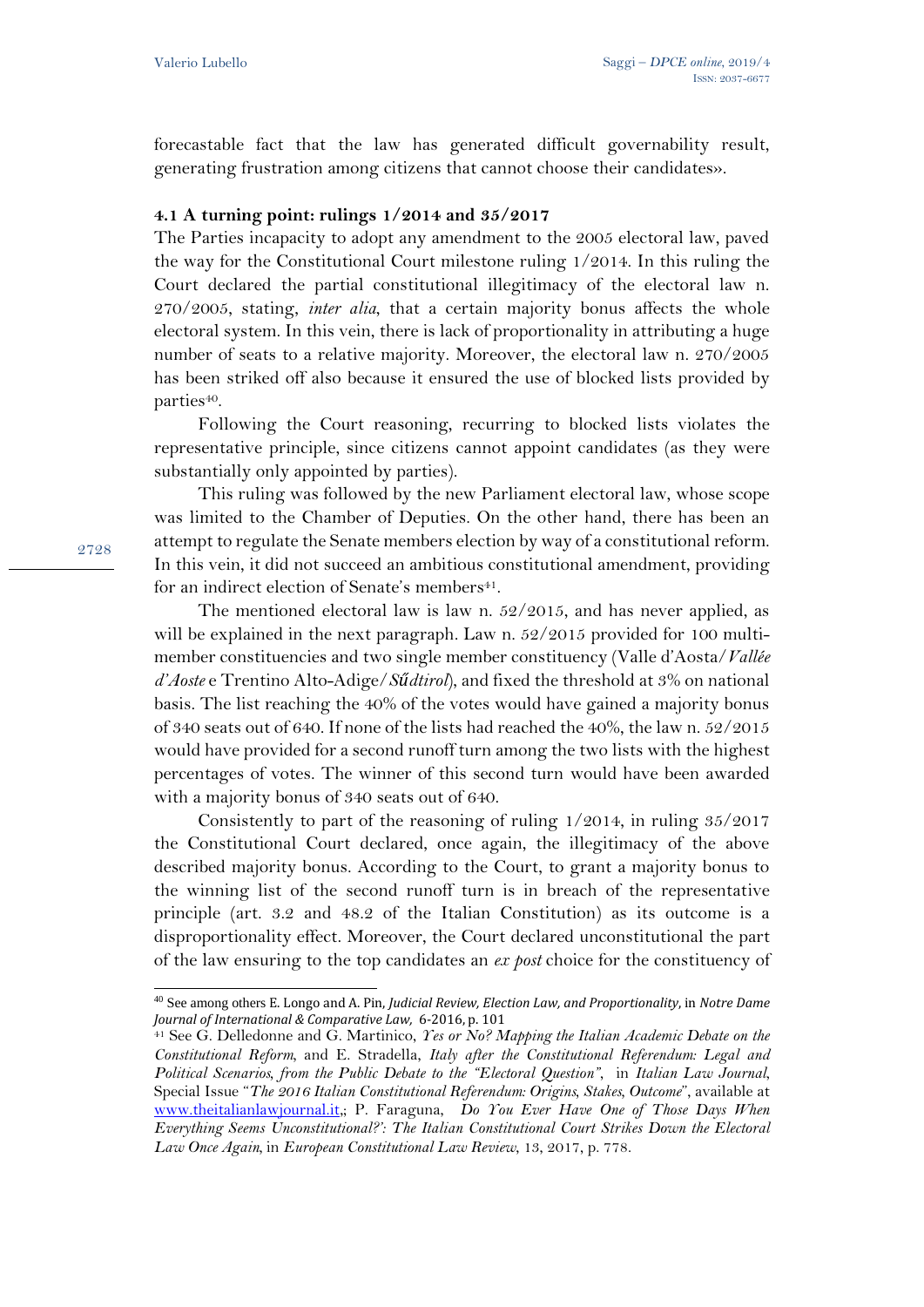forecastable fact that the law has generated difficult governability result, generating frustration among citizens that cannot choose their candidates».

### 4.1 A turning point: rulings 1/2014 and 35/2017

The Parties incapacity to adopt any amendment to the 2005 electoral law, paved the way for the Constitutional Court milestone ruling 1/2014. In this ruling the Court declared the partial constitutional illegitimacy of the electoral law n. 270/2005, stating, *inter alia*, that a certain majority bonus affects the whole electoral system. In this vein, there is lack of proportionality in attributing a huge number of seats to a relative majority. Moreover, the electoral law n. 270/2005 has been striked off also because it ensured the use of blocked lists provided by parties[40].

Following the Court reasoning, recurring to blocked lists violates the representative principle, since citizens cannot appoint candidates (as they were substantially only appointed by parties).

This ruling was followed by the new Parliament electoral law, whose scope was limited to the Chamber of Deputies. On the other hand, there has been an attempt to regulate the Senate members election by way of a constitutional reform. In this vein, it did not succeed an ambitious constitutional amendment, providing for an indirect election of Senate's members[41].

The mentioned electoral law is law n. 52/2015, and has never applied, as will be explained in the next paragraph. Law n. 52/2015 provided for 100 multi-member constituencies and two single member constituency (Valle d'Aosta/*Vallée d'Aoste* e Trentino Alto-Adige/*Sűdtirol*), and fixed the threshold at 3% on national basis. The list reaching the 40% of the votes would have gained a majority bonus of 340 seats out of 640. If none of the lists had reached the 40%, the law n. 52/2015 would have provided for a second runoff turn among the two lists with the highest percentages of votes. The winner of this second turn would have been awarded with a majority bonus of 340 seats out of 640.

Consistently to part of the reasoning of ruling 1/2014, in ruling 35/2017 the Constitutional Court declared, once again, the illegitimacy of the above described majority bonus. According to the Court, to grant a majority bonus to the winning list of the second runoff turn is in breach of the representative principle (art. 3.2 and 48.2 of the Italian Constitution) as its outcome is a disproportionality effect. Moreover, the Court declared unconstitutional the part of the law ensuring to the top candidates an *ex post* choice for the constituency of

---

[40] See among others E. Longo and A. Pin, *Judicial Review, Election Law, and Proportionality*, in *Notre Dame Journal of International & Comparative Law,* 6-2016, p. 101

[41] See G. Delledonne and G. Martinico, *Yes or No? Mapping the Italian Academic Debate on the Constitutional Reform*, and E. Stradella, *Italy after the Constitutional Referendum: Legal and Political Scenarios, from the Public Debate to the "Electoral Question"*, in *Italian Law Journal*, Special Issue *"The 2016 Italian Constitutional Referendum: Origins, Stakes, Outcome"*, available at www.theitalianlawjournal.it,; P. Faraguna, *Do You Ever Have One of Those Days When Everything Seems Unconstitutional?': The Italian Constitutional Court Strikes Down the Electoral Law Once Again*, in *European Constitutional Law Review*, 13, 2017, p. 778.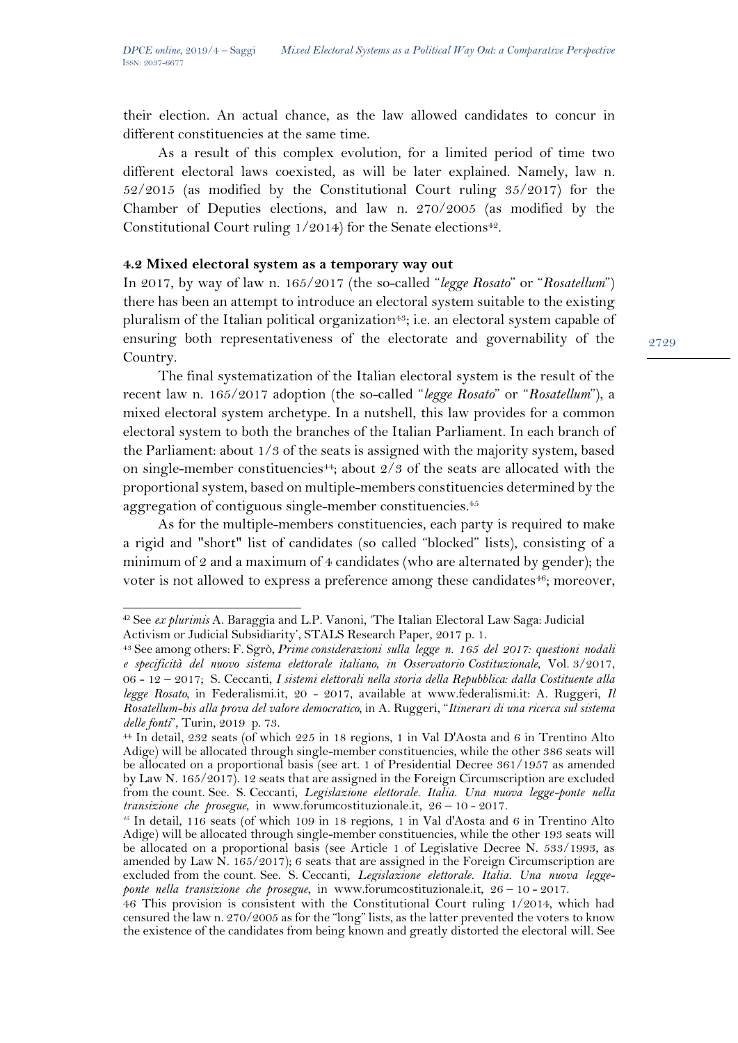their election. An actual chance, as the law allowed candidates to concur in different constituencies at the same time.

As a result of this complex evolution, for a limited period of time two different electoral laws coexisted, as will be later explained. Namely, law n. 52/2015 (as modified by the Constitutional Court ruling 35/2017) for the Chamber of Deputies elections, and law n. 270/2005 (as modified by the Constitutional Court ruling 1/2014) for the Senate elections[42].

### 4.2 Mixed electoral system as a temporary way out

In 2017, by way of law n. 165/2017 (the so-called "*legge Rosato*" or "*Rosatellum*") there has been an attempt to introduce an electoral system suitable to the existing pluralism of the Italian political organization[43]; i.e. an electoral system capable of ensuring both representativeness of the electorate and governability of the Country.

The final systematization of the Italian electoral system is the result of the recent law n. 165/2017 adoption (the so-called "*legge Rosato*" or "*Rosatellum*"), a mixed electoral system archetype. In a nutshell, this law provides for a common electoral system to both the branches of the Italian Parliament. In each branch of the Parliament: about 1/3 of the seats is assigned with the majority system, based on single-member constituencies[44]; about 2/3 of the seats are allocated with the proportional system, based on multiple-members constituencies determined by the aggregation of contiguous single-member constituencies.[45]

As for the multiple-members constituencies, each party is required to make a rigid and "short" list of candidates (so called "blocked" lists), consisting of a minimum of 2 and a maximum of 4 candidates (who are alternated by gender); the voter is not allowed to express a preference among these candidates[46]; moreover,

---

[42] See *ex plurimis* A. Baraggia and L.P. Vanoni, 'The Italian Electoral Law Saga: Judicial Activism or Judicial Subsidiarity', STALS Research Paper, 2017 p. 1.

[43] See among others: F. Sgrò, *Prime considerazioni sulla legge n. 165 del 2017: questioni nodali e specificità del nuovo sistema elettorale italiano, in Osservatorio Costituzionale*, Vol. 3/2017, 06 - 12 – 2017; S. Ceccanti, *I sistemi elettorali nella storia della Repubblica: dalla Costituente alla legge Rosato*, in Federalismi.it, 20 - 2017, available at www.federalismi.it: A. Ruggeri, *Il Rosatellum-bis alla prova del valore democratico*, in A. Ruggeri, "*Itinerari di una ricerca sul sistema delle fonti*", Turin, 2019 p. 73.

[44] In detail, 232 seats (of which 225 in 18 regions, 1 in Val D'Aosta and 6 in Trentino Alto Adige) will be allocated through single-member constituencies, while the other 386 seats will be allocated on a proportional basis (see art. 1 of Presidential Decree 361/1957 as amended by Law N. 165/2017). 12 seats that are assigned in the Foreign Circumscription are excluded from the count. See. S. Ceccanti, *Legislazione elettorale. Italia. Una nuova legge-ponte nella transizione che prosegue*, in www.forumcostituzionale.it, 26 – 10 - 2017.

[45] In detail, 116 seats (of which 109 in 18 regions, 1 in Val d'Aosta and 6 in Trentino Alto Adige) will be allocated through single-member constituencies, while the other 193 seats will be allocated on a proportional basis (see Article 1 of Legislative Decree N. 533/1993, as amended by Law N. 165/2017); 6 seats that are assigned in the Foreign Circumscription are excluded from the count. See. S. Ceccanti, *Legislazione elettorale. Italia. Una nuova legge-ponte nella transizione che prosegue*, in www.forumcostituzionale.it, 26 – 10 - 2017.

[46] This provision is consistent with the Constitutional Court ruling 1/2014, which had censured the law n. 270/2005 as for the "long" lists, as the latter prevented the voters to know the existence of the candidates from being known and greatly distorted the electoral will. See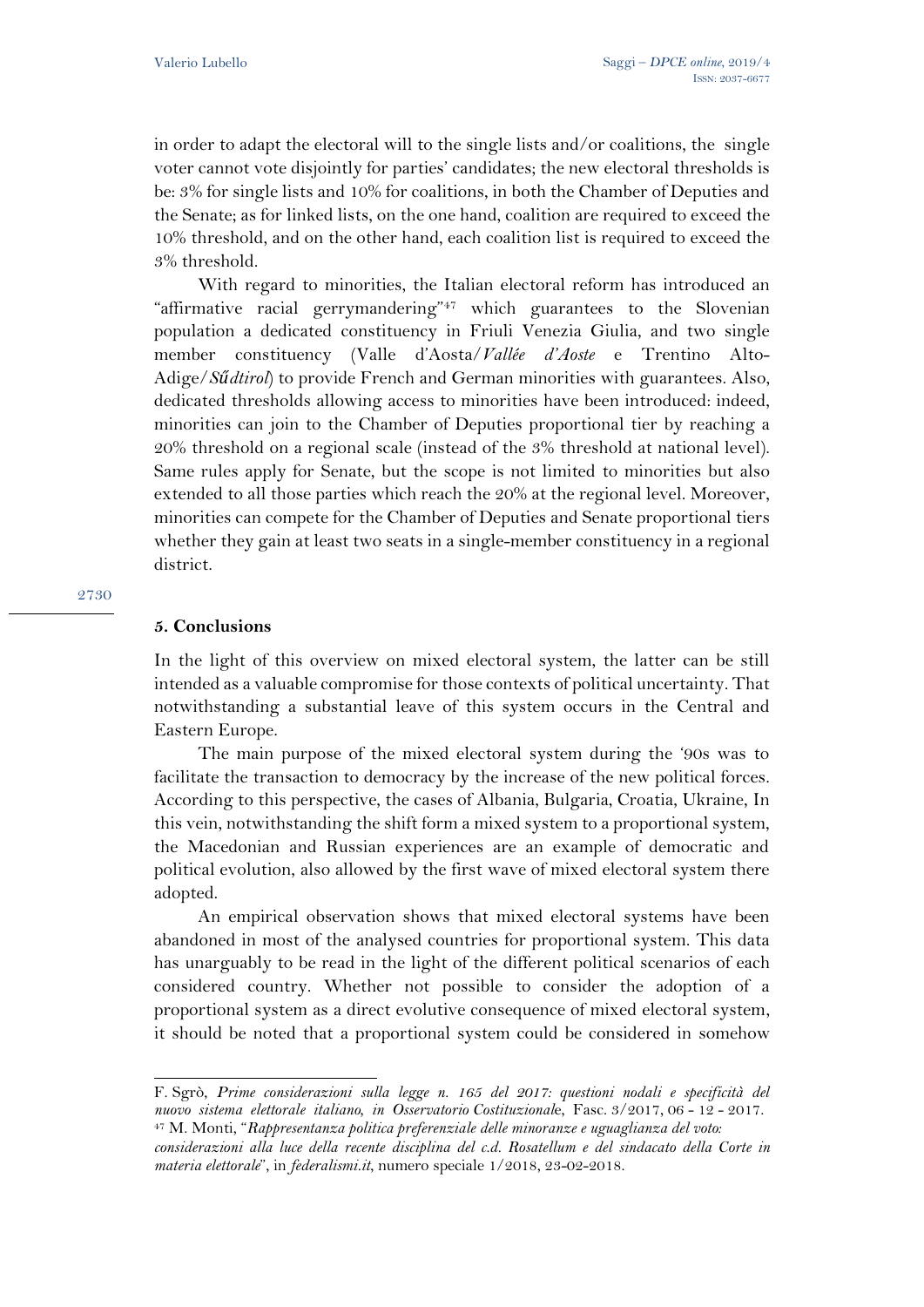in order to adapt the electoral will to the single lists and/or coalitions, the single voter cannot vote disjointly for parties' candidates; the new electoral thresholds is be: 3% for single lists and 10% for coalitions, in both the Chamber of Deputies and the Senate; as for linked lists, on the one hand, coalition are required to exceed the 10% threshold, and on the other hand, each coalition list is required to exceed the 3% threshold.

With regard to minorities, the Italian electoral reform has introduced an "affirmative racial gerrymandering"[47] which guarantees to the Slovenian population a dedicated constituency in Friuli Venezia Giulia, and two single member constituency (Valle d'Aosta/*Vallée d'Aoste* e Trentino Alto-Adige/*Sűdtirol*) to provide French and German minorities with guarantees. Also, dedicated thresholds allowing access to minorities have been introduced: indeed, minorities can join to the Chamber of Deputies proportional tier by reaching a 20% threshold on a regional scale (instead of the 3% threshold at national level). Same rules apply for Senate, but the scope is not limited to minorities but also extended to all those parties which reach the 20% at the regional level. Moreover, minorities can compete for the Chamber of Deputies and Senate proportional tiers whether they gain at least two seats in a single-member constituency in a regional district.

## 5. Conclusions

In the light of this overview on mixed electoral system, the latter can be still intended as a valuable compromise for those contexts of political uncertainty. That notwithstanding a substantial leave of this system occurs in the Central and Eastern Europe.

The main purpose of the mixed electoral system during the '90s was to facilitate the transaction to democracy by the increase of the new political forces. According to this perspective, the cases of Albania, Bulgaria, Croatia, Ukraine, In this vein, notwithstanding the shift form a mixed system to a proportional system, the Macedonian and Russian experiences are an example of democratic and political evolution, also allowed by the first wave of mixed electoral system there adopted.

An empirical observation shows that mixed electoral systems have been abandoned in most of the analysed countries for proportional system. This data has unarguably to be read in the light of the different political scenarios of each considered country. Whether not possible to consider the adoption of a proportional system as a direct evolutive consequence of mixed electoral system, it should be noted that a proportional system could be considered in somehow

---

F. Sgrò, *Prime considerazioni sulla legge n. 165 del 2017: questioni nodali e specificità del nuovo sistema elettorale italiano, in Osservatorio Costituzionale*, Fasc. 3/2017, 06 - 12 - 2017.

[47] M. Monti, "*Rappresentanza politica preferenziale delle minoranze e uguaglianza del voto: considerazioni alla luce della recente disciplina del c.d. Rosatellum e del sindacato della Corte in materia elettorale*", in *federalismi.it*, numero speciale 1/2018, 23-02-2018.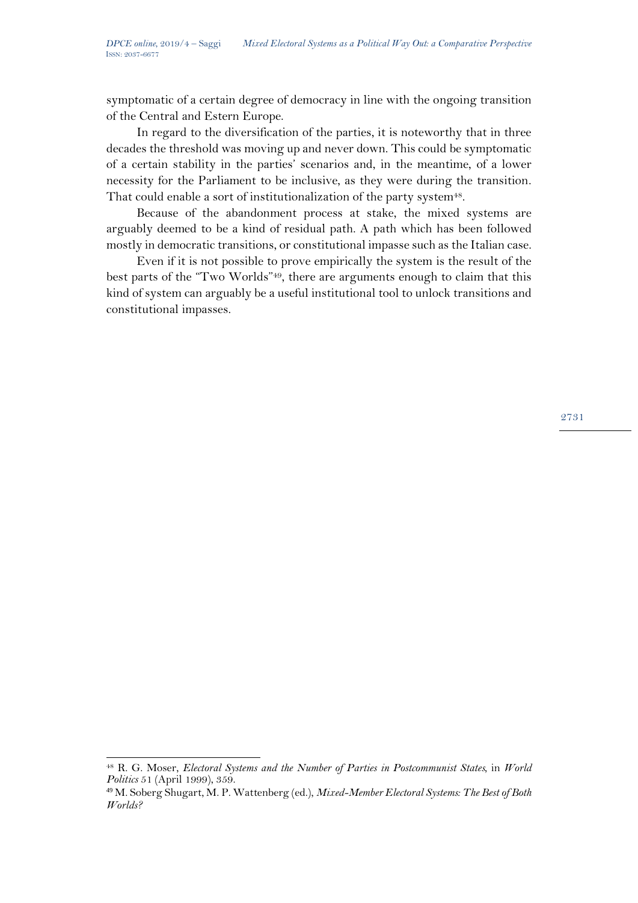symptomatic of a certain degree of democracy in line with the ongoing transition of the Central and Estern Europe.

In regard to the diversification of the parties, it is noteworthy that in three decades the threshold was moving up and never down. This could be symptomatic of a certain stability in the parties' scenarios and, in the meantime, of a lower necessity for the Parliament to be inclusive, as they were during the transition. That could enable a sort of institutionalization of the party system[48].

Because of the abandonment process at stake, the mixed systems are arguably deemed to be a kind of residual path. A path which has been followed mostly in democratic transitions, or constitutional impasse such as the Italian case.

Even if it is not possible to prove empirically the system is the result of the best parts of the "Two Worlds"[49], there are arguments enough to claim that this kind of system can arguably be a useful institutional tool to unlock transitions and constitutional impasses.

---

[48] R. G. Moser, *Electoral Systems and the Number of Parties in Postcommunist States*, in *World Politics* 51 (April 1999), 359.

[49] M. Soberg Shugart, M. P. Wattenberg (ed.), *Mixed-Member Electoral Systems: The Best of Both Worlds?*